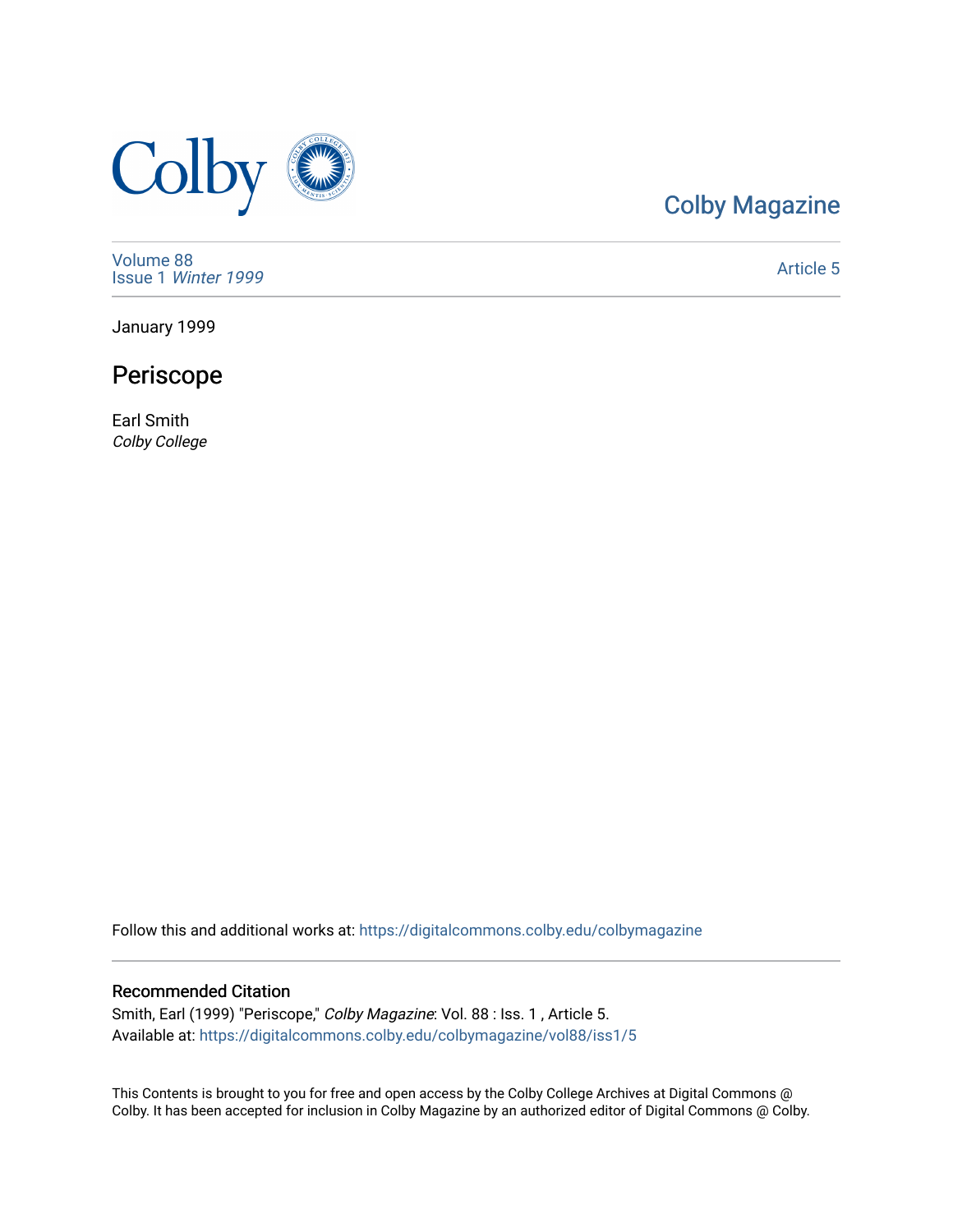Colby Magazine

Volume 88
Issue 1 *Winter 1999*

Article 5

January 1999

# Periscope

Earl Smith
*Colby College*

Follow this and additional works at: https://digitalcommons.colby.edu/colbymagazine

## Recommended Citation

Smith, Earl (1999) "Periscope," *Colby Magazine*: Vol. 88 : Iss. 1 , Article 5.
Available at: https://digitalcommons.colby.edu/colbymagazine/vol88/iss1/5

This Contents is brought to you for free and open access by the Colby College Archives at Digital Commons @ Colby. It has been accepted for inclusion in Colby Magazine by an authorized editor of Digital Commons @ Colby.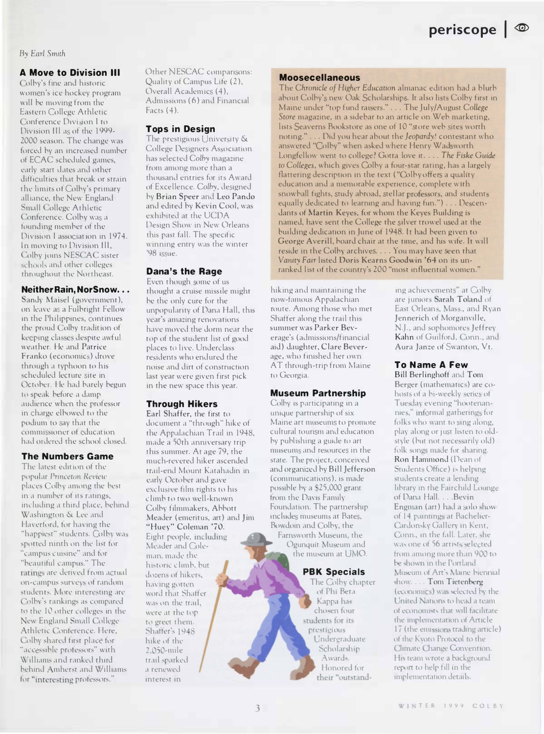By Earl Smith

### A Move to Division III

Colby's fine and historic women's ice hockey program will be moving from the Eastern College Athletic Conference Division I to Division III as of the 1999-2000 season. The change was forced by an increased number of ECAC scheduled games, early start dates and other difficulties that break or strain the limits of Colby's primary alliance, the New England Small College Athletic Conference. Colby was a founding member of the Division I association in 1974. In moving to Division III, Colby joins NESCAC sister schools and other colleges throughout the Northeast.

### Neither Rain, Nor Snow. . .

Sandy Maisel (government), on leave as a Fulbright Fellow in the Philippines, continues the proud Colby tradition of keeping classes despite awful weather. He and **Patrice Franko** (economics) drove through a typhoon to his scheduled lecture site in October. He had barely begun to speak before a damp audience when the professor in charge elbowed to the podium to say that the commissioner of education had ordered the school closed.

### The Numbers Game

The latest edition of the popular *Princeton Review* places Colby among the best in a number of its ratings, including a third place, behind Washington & Lee and Haverford, for having the "happiest" students. Colby was spotted ninth on the list for "campus cuisine" and for "beautiful campus." The ratings are derived from actual on-campus surveys of random students. More interesting are Colby's rankings as compared to the 10 other colleges in the New England Small College Athletic Conference. Here, Colby shared first place for "accessible professors" with Williams and ranked third behind Amherst and Williams for "interesting professors." Other NESCAC comparisons: Quality of Campus Life (2), Overall Academics (4), Admissions (6) and Financial Facts (4).

### Tops in Design

The prestigious University & College Designers Association has selected *Colby* magazine from among more than a thousand entries for its Award of Excellence. *Colby*, designed by **Brian Speer** and **Leo Pando** and edited by **Kevin Cool**, was exhibited at the UCDA Design Show in New Orleans this past fall. The specific winning entry was the winter '98 issue.

### Dana's the Rage

Even though some of us thought a cruise missile might be the only cure for the unpopularity of Dana Hall, this year's amazing renovations have moved the dorm near the top of the student list of good places to live. Underclass residents who endured the noise and dirt of construction last year were given first pick in the new space this year.

### Through Hikers

**Earl Shaffer**, the first to document a "through" hike of the Appalachian Trail in 1948, made a 50th anniversary trip this summer. At age 79, the much-revered hiker ascended trail-end Mount Katahadin in early October and gave exclusive film rights to his climb to two well-known Colby filmmakers, **Abbott Meader** (emeritus, art) and **Jim "Huey" Coleman '70**. Eight people, including Meader and Coleman, made the historic climb, but dozens of hikers, having gotten word that Shaffer was on the trail, were at the top to greet them. Shaffer's 1948 hike of the 2,050-mile trail sparked a renewed interest in hiking and maintaining the now-famous Appalachian route. Among those who met Shaffer along the trail this summer was **Parker Beverage**'s (admissions/financial aid) daughter, **Clare Beverage**, who finished her own AT through-trip from Maine to Georgia.

### Moosecellaneous

The *Chronicle of Higher Education* almanac edition had a blurb about Colby's new Oak Scholarships. It also lists Colby first in Maine under "top fund raisers." . . . The July/August *College Store* magazine, in a sidebar to an article on Web marketing, lists Seaverns Bookstore as one of 10 "store web sites worth noting." . . . Did you hear about the *Jeopardy!* contestant who answered "Colby" when asked where Henry Wadsworth Longfellow went to college? Gotta love it. . . . *The Fiske Guide to Colleges*, which gives Colby a four-star rating, has a largely flattering description in the text ("Colby offers a quality education and a memorable experience, complete with snowball fights, study abroad, stellar professors, and students equally dedicated to learning and having fun.") . . . Descendants of **Martin Keyes**, for whom the Keyes Building is named, have sent the College the silver trowel used at the building dedication in June of 1948. It had been given to **George Averill**, board chair at the time, and his wife. It will reside in the Colby archives. . . . You may have seen that *Vanity Fair* listed **Doris Kearns Goodwin '64** on its unranked list of the country's 200 "most influential women."

### Museum Partnership

Colby is participating in a unique partnership of six Maine art museums to promote cultural tourism and education by publishing a guide to art museums and resources in the state. The project, conceived and organized by **Bill Jefferson** (communications), is made possible by a $25,000 grant from the Davis Family Foundation. The partnership includes museums at Bates, Bowdoin and Colby, the Farnsworth Museum, the Ogunquit Museum and the museum at UMO.

### PBK Specials

The Colby chapter of Phi Beta Kappa has chosen four students for its prestigious Undergraduate Scholarship Awards. Honored for their "outstanding achievements" at Colby are juniors **Sarah Toland** of East Orleans, Mass., and **Ryan Jennerich** of Morganville, N.J., and sophomores **Jeffrey Kahn** of Guilford, Conn., and **Aura Janze** of Swanton, Vt.

### To Name A Few

**Bill Berlinghoff** and **Tom Berger** (mathematics) are co-hosts of a bi-weekly series of Tuesday evening "hootenannies," informal gatherings for folks who want to sing along, play along or just listen to old-style (but not necessarily old) folk songs made for sharing. **Ron Hammond** (Dean of Students Office) is helping students create a lending library in the Fairchild Lounge of Dana Hall. . . .**Bevin Engman** (art) had a solo show of 14 paintings at Bachelier-Cardonsky Gallery in Kent, Conn., in the fall. Later, she was one of 56 artists selected from among more than 900 to be shown in the Portland Museum of Art's Maine biennial show. . . . **Tom Tietenberg** (economics) was selected by the United Nations to head a team of economists that will facilitate the implementation of Article 17 (the emissions trading article) of the Kyoto Protocol to the Climate Change Convention. His team wrote a background report to help fill in the implementation details.